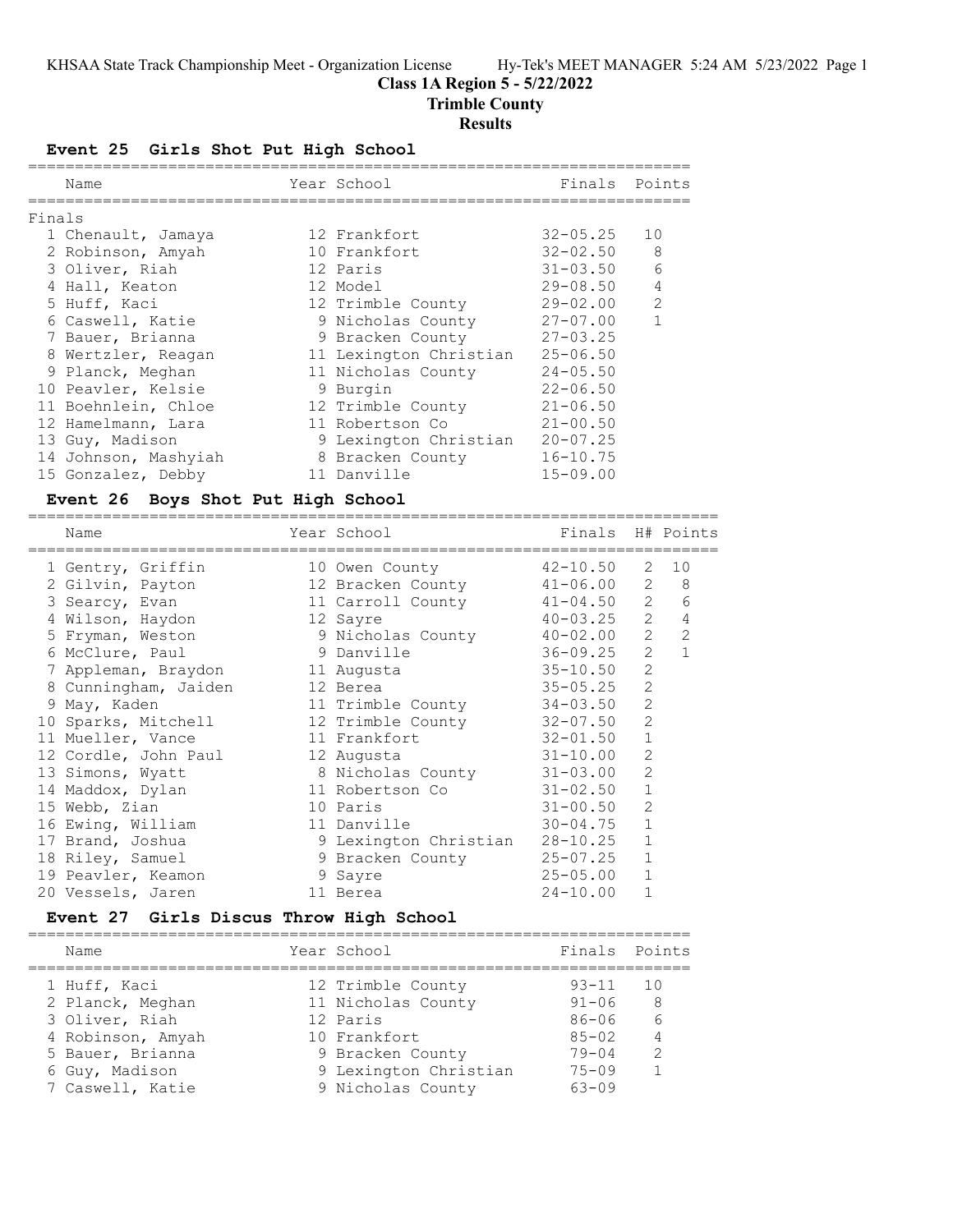# Class 1A Region 5 - 5/22/2022
## Trimble County
## Results

### Event 25 Girls Shot Put High School

Finals

| Place | Name | Year | School | Finals | Points |
|---|---|---|---|---|---|
| 1 | Chenault, Jamaya | 12 | Frankfort | 32-05.25 | 10 |
| 2 | Robinson, Amyah | 10 | Frankfort | 32-02.50 | 8 |
| 3 | Oliver, Riah | 12 | Paris | 31-03.50 | 6 |
| 4 | Hall, Keaton | 12 | Model | 29-08.50 | 4 |
| 5 | Huff, Kaci | 12 | Trimble County | 29-02.00 | 2 |
| 6 | Caswell, Katie | 9 | Nicholas County | 27-07.00 | 1 |
| 7 | Bauer, Brianna | 9 | Bracken County | 27-03.25 | |
| 8 | Wertzler, Reagan | 11 | Lexington Christian | 25-06.50 | |
| 9 | Planck, Meghan | 11 | Nicholas County | 24-05.50 | |
| 10 | Peavler, Kelsie | 9 | Burgin | 22-06.50 | |
| 11 | Boehnlein, Chloe | 12 | Trimble County | 21-06.50 | |
| 12 | Hamelmann, Lara | 11 | Robertson Co | 21-00.50 | |
| 13 | Guy, Madison | 9 | Lexington Christian | 20-07.25 | |
| 14 | Johnson, Mashyiah | 8 | Bracken County | 16-10.75 | |
| 15 | Gonzalez, Debby | 11 | Danville | 15-09.00 | |

### Event 26 Boys Shot Put High School

| Place | Name | Year | School | Finals | H# | Points |
|---|---|---|---|---|---|---|
| 1 | Gentry, Griffin | 10 | Owen County | 42-10.50 | 2 | 10 |
| 2 | Gilvin, Payton | 12 | Bracken County | 41-06.00 | 2 | 8 |
| 3 | Searcy, Evan | 11 | Carroll County | 41-04.50 | 2 | 6 |
| 4 | Wilson, Haydon | 12 | Sayre | 40-03.25 | 2 | 4 |
| 5 | Fryman, Weston | 9 | Nicholas County | 40-02.00 | 2 | 2 |
| 6 | McClure, Paul | 9 | Danville | 36-09.25 | 2 | 1 |
| 7 | Appleman, Braydon | 11 | Augusta | 35-10.50 | 2 | |
| 8 | Cunningham, Jaiden | 12 | Berea | 35-05.25 | 2 | |
| 9 | May, Kaden | 11 | Trimble County | 34-03.50 | 2 | |
| 10 | Sparks, Mitchell | 12 | Trimble County | 32-07.50 | 2 | |
| 11 | Mueller, Vance | 11 | Frankfort | 32-01.50 | 1 | |
| 12 | Cordle, John Paul | 12 | Augusta | 31-10.00 | 2 | |
| 13 | Simons, Wyatt | 8 | Nicholas County | 31-03.00 | 2 | |
| 14 | Maddox, Dylan | 11 | Robertson Co | 31-02.50 | 1 | |
| 15 | Webb, Zian | 10 | Paris | 31-00.50 | 2 | |
| 16 | Ewing, William | 11 | Danville | 30-04.75 | 1 | |
| 17 | Brand, Joshua | 9 | Lexington Christian | 28-10.25 | 1 | |
| 18 | Riley, Samuel | 9 | Bracken County | 25-07.25 | 1 | |
| 19 | Peavler, Keamon | 9 | Sayre | 25-05.00 | 1 | |
| 20 | Vessels, Jaren | 11 | Berea | 24-10.00 | 1 | |

### Event 27 Girls Discus Throw High School

| Place | Name | Year | School | Finals | Points |
|---|---|---|---|---|---|
| 1 | Huff, Kaci | 12 | Trimble County | 93-11 | 10 |
| 2 | Planck, Meghan | 11 | Nicholas County | 91-06 | 8 |
| 3 | Oliver, Riah | 12 | Paris | 86-06 | 6 |
| 4 | Robinson, Amyah | 10 | Frankfort | 85-02 | 4 |
| 5 | Bauer, Brianna | 9 | Bracken County | 79-04 | 2 |
| 6 | Guy, Madison | 9 | Lexington Christian | 75-09 | 1 |
| 7 | Caswell, Katie | 9 | Nicholas County | 63-09 | |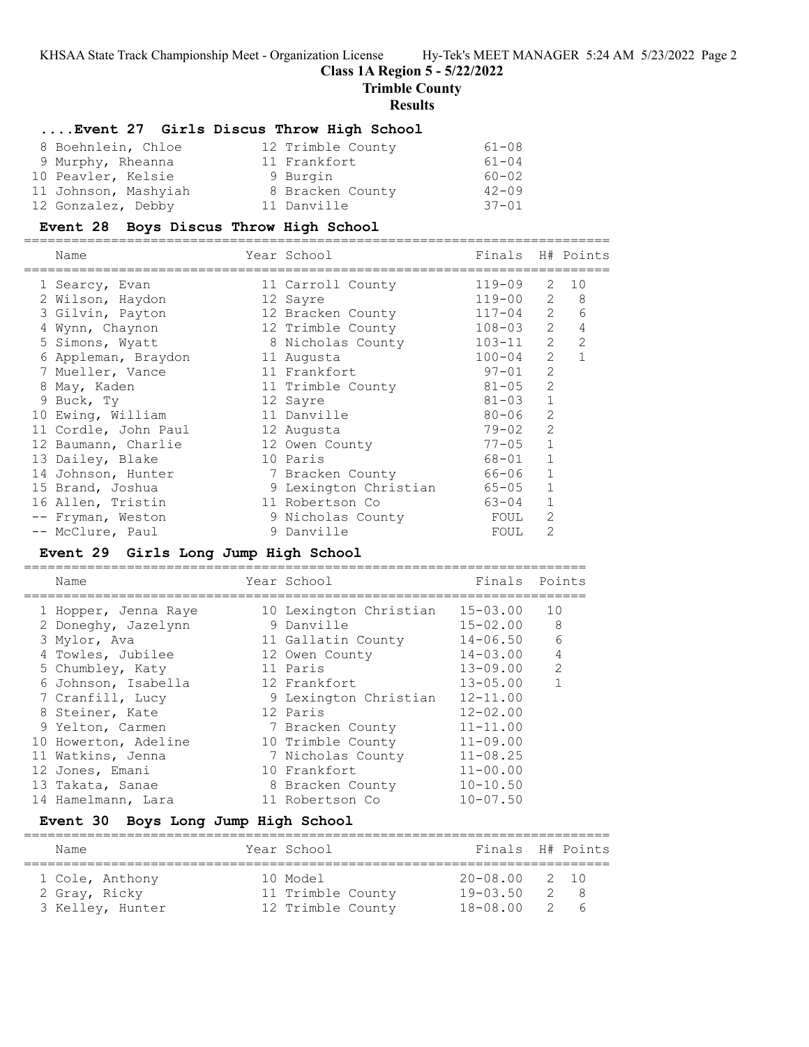## Class 1A Region 5 - 5/22/2022

## Trimble County

## Results

### ....Event 27 Girls Discus Throw High School

| Name | Year | School | Finals |
|---|---|---|---|
| 8 Boehnlein, Chloe | 12 | Trimble County | 61-08 |
| 9 Murphy, Rheanna | 11 | Frankfort | 61-04 |
| 10 Peavler, Kelsie | 9 | Burgin | 60-02 |
| 11 Johnson, Mashyiah | 8 | Bracken County | 42-09 |
| 12 Gonzalez, Debby | 11 | Danville | 37-01 |

### Event 28 Boys Discus Throw High School

| Name | Year | School | Finals | H# | Points |
|---|---|---|---|---|---|
| 1 Searcy, Evan | 11 | Carroll County | 119-09 | 2 | 10 |
| 2 Wilson, Haydon | 12 | Sayre | 119-00 | 2 | 8 |
| 3 Gilvin, Payton | 12 | Bracken County | 117-04 | 2 | 6 |
| 4 Wynn, Chaynon | 12 | Trimble County | 108-03 | 2 | 4 |
| 5 Simons, Wyatt | 8 | Nicholas County | 103-11 | 2 | 2 |
| 6 Appleman, Braydon | 11 | Augusta | 100-04 | 2 | 1 |
| 7 Mueller, Vance | 11 | Frankfort | 97-01 | 2 | |
| 8 May, Kaden | 11 | Trimble County | 81-05 | 2 | |
| 9 Buck, Ty | 12 | Sayre | 81-03 | 1 | |
| 10 Ewing, William | 11 | Danville | 80-06 | 2 | |
| 11 Cordle, John Paul | 12 | Augusta | 79-02 | 2 | |
| 12 Baumann, Charlie | 12 | Owen County | 77-05 | 1 | |
| 13 Dailey, Blake | 10 | Paris | 68-01 | 1 | |
| 14 Johnson, Hunter | 7 | Bracken County | 66-06 | 1 | |
| 15 Brand, Joshua | 9 | Lexington Christian | 65-05 | 1 | |
| 16 Allen, Tristin | 11 | Robertson Co | 63-04 | 1 | |
| -- Fryman, Weston | 9 | Nicholas County | FOUL | 2 | |
| -- McClure, Paul | 9 | Danville | FOUL | 2 | |

### Event 29 Girls Long Jump High School

| Name | Year | School | Finals | Points |
|---|---|---|---|---|
| 1 Hopper, Jenna Raye | 10 | Lexington Christian | 15-03.00 | 10 |
| 2 Doneghy, Jazelynn | 9 | Danville | 15-02.00 | 8 |
| 3 Mylor, Ava | 11 | Gallatin County | 14-06.50 | 6 |
| 4 Towles, Jubilee | 12 | Owen County | 14-03.00 | 4 |
| 5 Chumbley, Katy | 11 | Paris | 13-09.00 | 2 |
| 6 Johnson, Isabella | 12 | Frankfort | 13-05.00 | 1 |
| 7 Cranfill, Lucy | 9 | Lexington Christian | 12-11.00 | |
| 8 Steiner, Kate | 12 | Paris | 12-02.00 | |
| 9 Yelton, Carmen | 7 | Bracken County | 11-11.00 | |
| 10 Howerton, Adeline | 10 | Trimble County | 11-09.00 | |
| 11 Watkins, Jenna | 7 | Nicholas County | 11-08.25 | |
| 12 Jones, Emani | 10 | Frankfort | 11-00.00 | |
| 13 Takata, Sanae | 8 | Bracken County | 10-10.50 | |
| 14 Hamelmann, Lara | 11 | Robertson Co | 10-07.50 | |

### Event 30 Boys Long Jump High School

| Name | Year | School | Finals | H# | Points |
|---|---|---|---|---|---|
| 1 Cole, Anthony | 10 | Model | 20-08.00 | 2 | 10 |
| 2 Gray, Ricky | 11 | Trimble County | 19-03.50 | 2 | 8 |
| 3 Kelley, Hunter | 12 | Trimble County | 18-08.00 | 2 | 6 |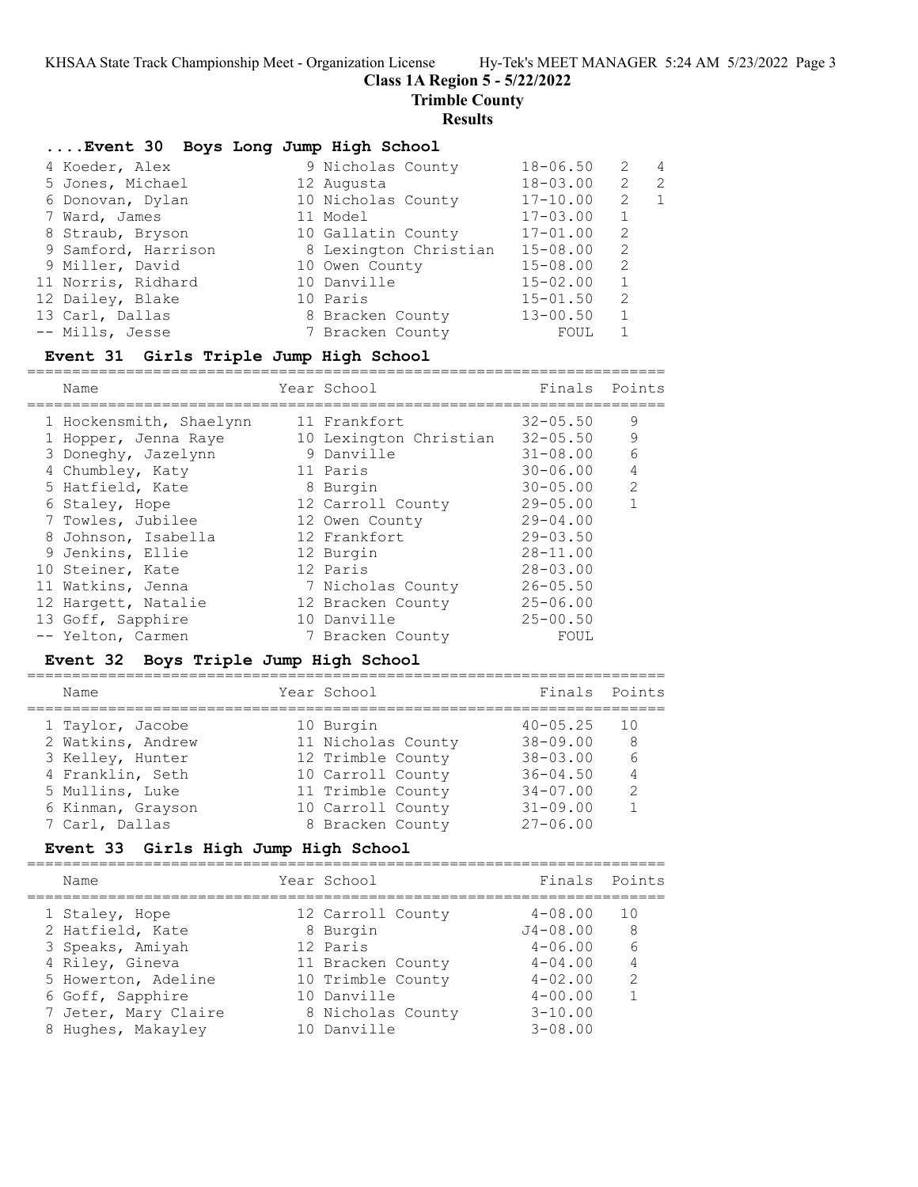## Class 1A Region 5 - 5/22/2022

## Trimble County

## Results

### ....Event 30 Boys Long Jump High School

| Place | Name | Year | School | Finals | Flight | Points |
|---|---|---|---|---|---|---|
| 4 | Koeder, Alex | 9 | Nicholas County | 18-06.50 | 2 | 4 |
| 5 | Jones, Michael | 12 | Augusta | 18-03.00 | 2 | 2 |
| 6 | Donovan, Dylan | 10 | Nicholas County | 17-10.00 | 2 | 1 |
| 7 | Ward, James | 11 | Model | 17-03.00 | 1 | |
| 8 | Straub, Bryson | 10 | Gallatin County | 17-01.00 | 2 | |
| 9 | Samford, Harrison | 8 | Lexington Christian | 15-08.00 | 2 | |
| 9 | Miller, David | 10 | Owen County | 15-08.00 | 2 | |
| 11 | Norris, Ridhard | 10 | Danville | 15-02.00 | 1 | |
| 12 | Dailey, Blake | 10 | Paris | 15-01.50 | 2 | |
| 13 | Carl, Dallas | 8 | Bracken County | 13-00.50 | 1 | |
| -- | Mills, Jesse | 7 | Bracken County | FOUL | 1 | |

### Event 31 Girls Triple Jump High School

| Place | Name | Year | School | Finals | Points |
|---|---|---|---|---|---|
| 1 | Hockensmith, Shaelynn | 11 | Frankfort | 32-05.50 | 9 |
| 1 | Hopper, Jenna Raye | 10 | Lexington Christian | 32-05.50 | 9 |
| 3 | Doneghy, Jazelynn | 9 | Danville | 31-08.00 | 6 |
| 4 | Chumbley, Katy | 11 | Paris | 30-06.00 | 4 |
| 5 | Hatfield, Kate | 8 | Burgin | 30-05.00 | 2 |
| 6 | Staley, Hope | 12 | Carroll County | 29-05.00 | 1 |
| 7 | Towles, Jubilee | 12 | Owen County | 29-04.00 | |
| 8 | Johnson, Isabella | 12 | Frankfort | 29-03.50 | |
| 9 | Jenkins, Ellie | 12 | Burgin | 28-11.00 | |
| 10 | Steiner, Kate | 12 | Paris | 28-03.00 | |
| 11 | Watkins, Jenna | 7 | Nicholas County | 26-05.50 | |
| 12 | Hargett, Natalie | 12 | Bracken County | 25-06.00 | |
| 13 | Goff, Sapphire | 10 | Danville | 25-00.50 | |
| -- | Yelton, Carmen | 7 | Bracken County | FOUL | |

### Event 32 Boys Triple Jump High School

| Place | Name | Year | School | Finals | Points |
|---|---|---|---|---|---|
| 1 | Taylor, Jacobe | 10 | Burgin | 40-05.25 | 10 |
| 2 | Watkins, Andrew | 11 | Nicholas County | 38-09.00 | 8 |
| 3 | Kelley, Hunter | 12 | Trimble County | 38-03.00 | 6 |
| 4 | Franklin, Seth | 10 | Carroll County | 36-04.50 | 4 |
| 5 | Mullins, Luke | 11 | Trimble County | 34-07.00 | 2 |
| 6 | Kinman, Grayson | 10 | Carroll County | 31-09.00 | 1 |
| 7 | Carl, Dallas | 8 | Bracken County | 27-06.00 | |

### Event 33 Girls High Jump High School

| Place | Name | Year | School | Finals | Points |
|---|---|---|---|---|---|
| 1 | Staley, Hope | 12 | Carroll County | 4-08.00 | 10 |
| 2 | Hatfield, Kate | 8 | Burgin | J4-08.00 | 8 |
| 3 | Speaks, Amiyah | 12 | Paris | 4-06.00 | 6 |
| 4 | Riley, Gineva | 11 | Bracken County | 4-04.00 | 4 |
| 5 | Howerton, Adeline | 10 | Trimble County | 4-02.00 | 2 |
| 6 | Goff, Sapphire | 10 | Danville | 4-00.00 | 1 |
| 7 | Jeter, Mary Claire | 8 | Nicholas County | 3-10.00 | |
| 8 | Hughes, Makayley | 10 | Danville | 3-08.00 | |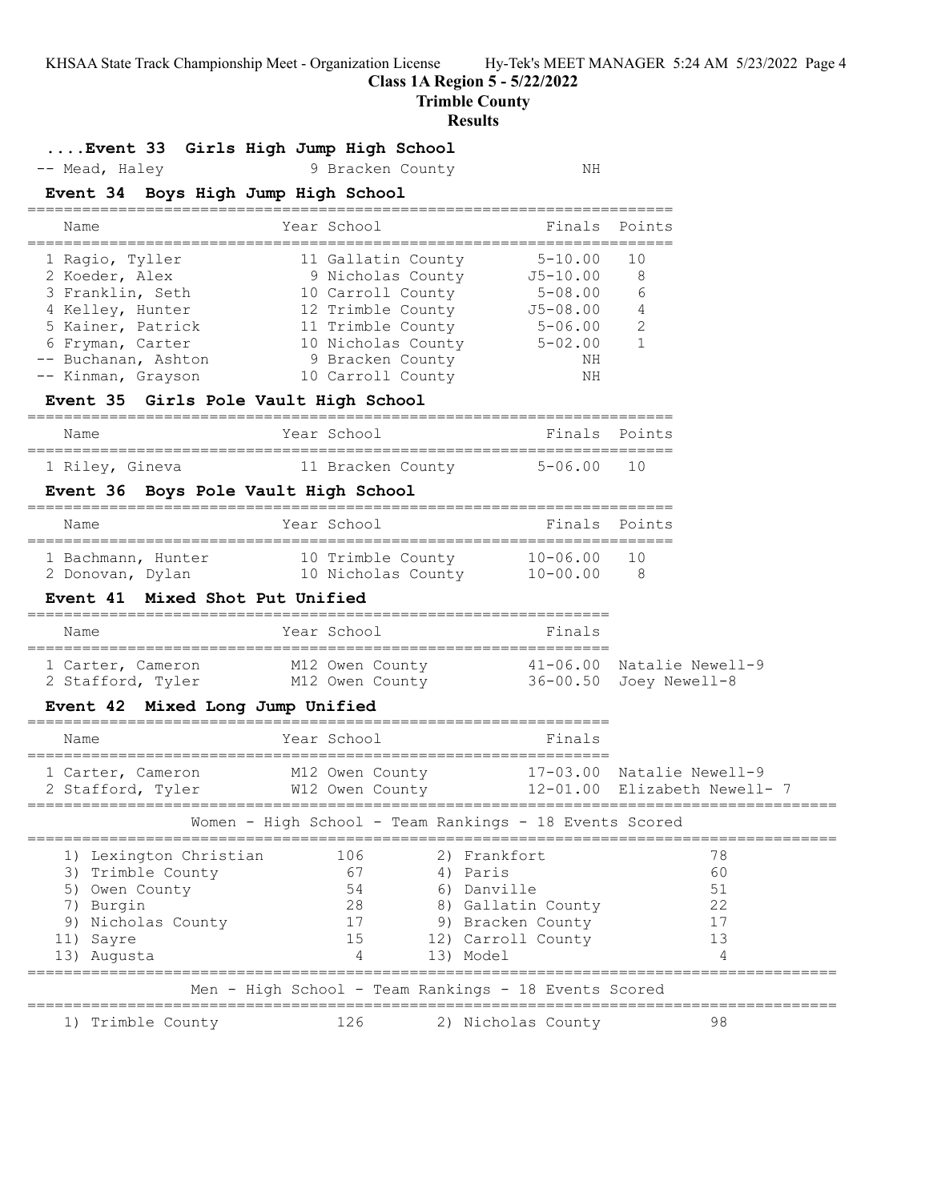## Class 1A Region 5 - 5/22/2022
## Trimble County
## Results

### ....Event 33 Girls High Jump High School

| Name | Year | School | Finals | Points |
|---|---|---|---|---|
| -- Mead, Haley | 9 | Bracken County | NH | |

### Event 34 Boys High Jump High School

| Name | Year | School | Finals | Points |
|---|---|---|---|---|
| 1 Ragio, Tyller | 11 | Gallatin County | 5-10.00 | 10 |
| 2 Koeder, Alex | 9 | Nicholas County | J5-10.00 | 8 |
| 3 Franklin, Seth | 10 | Carroll County | 5-08.00 | 6 |
| 4 Kelley, Hunter | 12 | Trimble County | J5-08.00 | 4 |
| 5 Kainer, Patrick | 11 | Trimble County | 5-06.00 | 2 |
| 6 Fryman, Carter | 10 | Nicholas County | 5-02.00 | 1 |
| -- Buchanan, Ashton | 9 | Bracken County | NH | |
| -- Kinman, Grayson | 10 | Carroll County | NH | |

### Event 35 Girls Pole Vault High School

| Name | Year | School | Finals | Points |
|---|---|---|---|---|
| 1 Riley, Gineva | 11 | Bracken County | 5-06.00 | 10 |

### Event 36 Boys Pole Vault High School

| Name | Year | School | Finals | Points |
|---|---|---|---|---|
| 1 Bachmann, Hunter | 10 | Trimble County | 10-06.00 | 10 |
| 2 Donovan, Dylan | 10 | Nicholas County | 10-00.00 | 8 |

### Event 41 Mixed Shot Put Unified

| Name | Year | School | Finals | |
|---|---|---|---|---|
| 1 Carter, Cameron | M12 | Owen County | 41-06.00 | Natalie Newell-9 |
| 2 Stafford, Tyler | M12 | Owen County | 36-00.50 | Joey Newell-8 |

### Event 42 Mixed Long Jump Unified

| Name | Year | School | Finals | |
|---|---|---|---|---|
| 1 Carter, Cameron | M12 | Owen County | 17-03.00 | Natalie Newell-9 |
| 2 Stafford, Tyler | W12 | Owen County | 12-01.00 | Elizabeth Newell- 7 |

### Women - High School - Team Rankings - 18 Events Scored

| Rank | Team | Points | Rank | Team | Points |
|---|---|---|---|---|---|
| 1) | Lexington Christian | 106 | 2) | Frankfort | 78 |
| 3) | Trimble County | 67 | 4) | Paris | 60 |
| 5) | Owen County | 54 | 6) | Danville | 51 |
| 7) | Burgin | 28 | 8) | Gallatin County | 22 |
| 9) | Nicholas County | 17 | 9) | Bracken County | 17 |
| 11) | Sayre | 15 | 12) | Carroll County | 13 |
| 13) | Augusta | 4 | 13) | Model | 4 |

### Men - High School - Team Rankings - 18 Events Scored

| Rank | Team | Points | Rank | Team | Points |
|---|---|---|---|---|---|
| 1) | Trimble County | 126 | 2) | Nicholas County | 98 |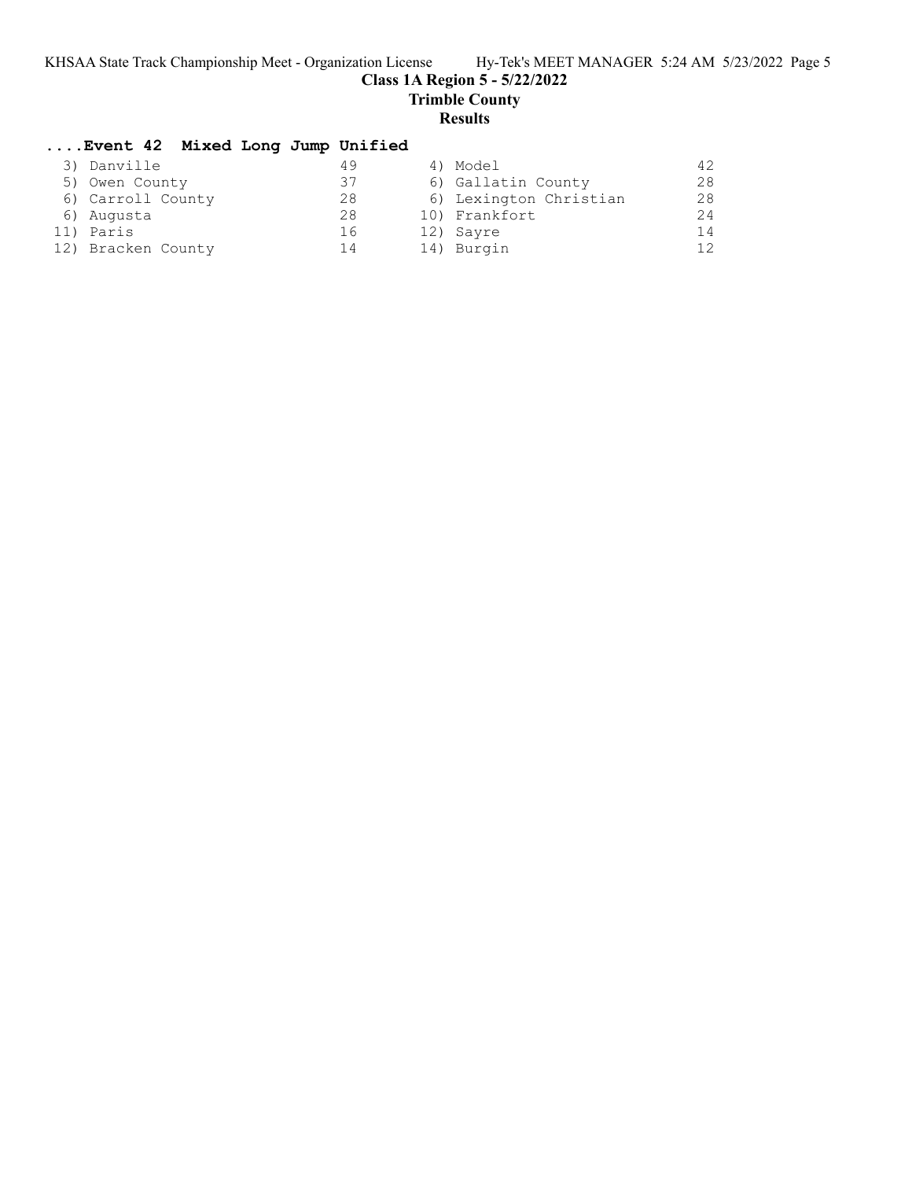#### ....Event 42 Mixed Long Jump Unified

| | | | |
|---|---|---|---|
| 3) Danville | 49 | 4) Model | 42 |
| 5) Owen County | 37 | 6) Gallatin County | 28 |
| 6) Carroll County | 28 | 6) Lexington Christian | 28 |
| 6) Augusta | 28 | 10) Frankfort | 24 |
| 11) Paris | 16 | 12) Sayre | 14 |
| 12) Bracken County | 14 | 14) Burgin | 12 |